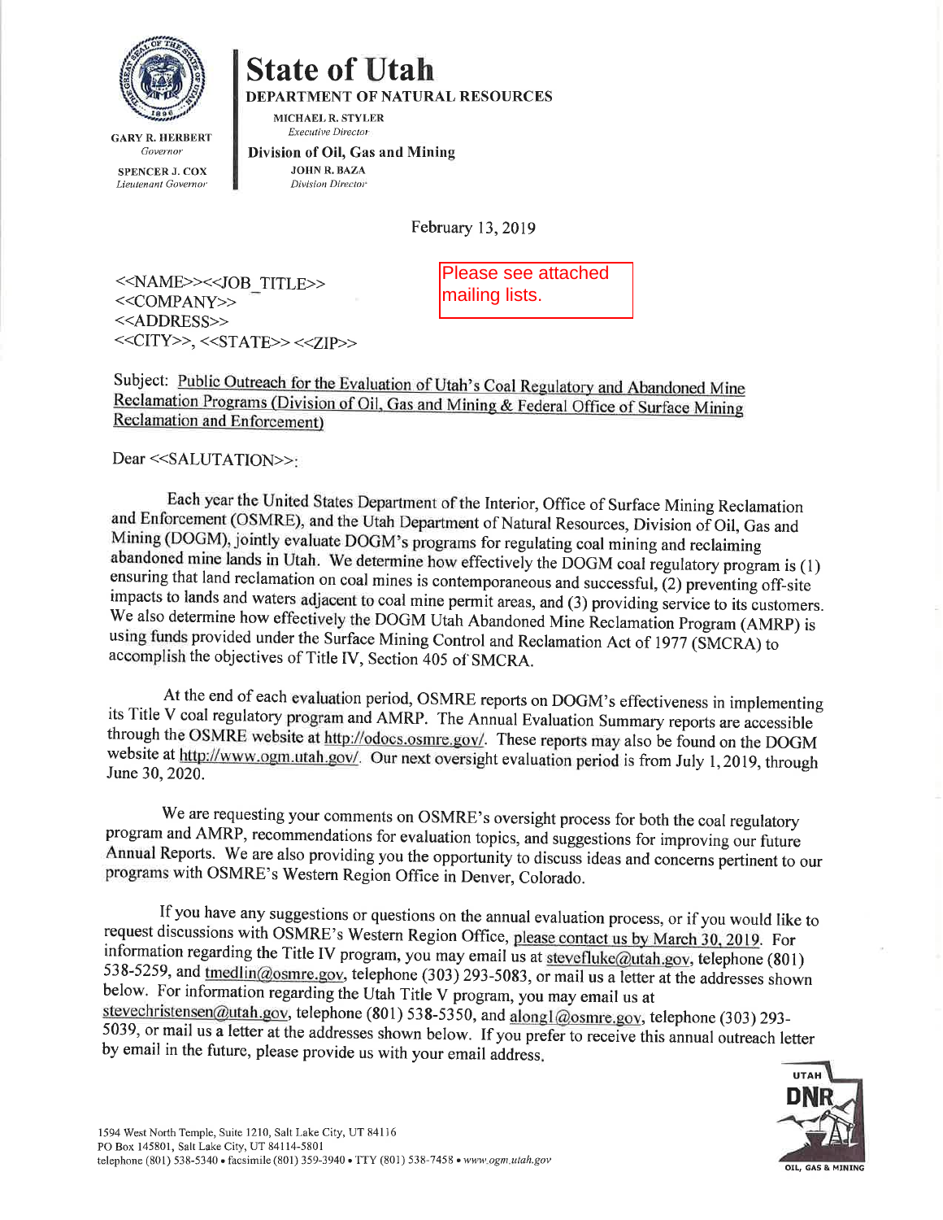# State of Utah

**DEPARTMENT OF NATURAL RESOURCES**

MICHAEL R. STYLER
*Executive Director*

**Division of Oil, Gas and Mining**

JOHN R. BAZA
*Division Director*

GARY R. HERBERT
*Governor*

SPENCER J. COX
*Lieutenant Governor*

February 13, 2019

<<NAME>><<JOB_TITLE>>
<<COMPANY>>
<<ADDRESS>>
<<CITY>>, <<STATE>> <<ZIP>>

Please see attached mailing lists.

Subject: Public Outreach for the Evaluation of Utah's Coal Regulatory and Abandoned Mine Reclamation Programs (Division of Oil, Gas and Mining & Federal Office of Surface Mining Reclamation and Enforcement)

Dear <<SALUTATION>>:

Each year the United States Department of the Interior, Office of Surface Mining Reclamation and Enforcement (OSMRE), and the Utah Department of Natural Resources, Division of Oil, Gas and Mining (DOGM), jointly evaluate DOGM's programs for regulating coal mining and reclaiming abandoned mine lands in Utah. We determine how effectively the DOGM coal regulatory program is (1) ensuring that land reclamation on coal mines is contemporaneous and successful, (2) preventing off-site impacts to lands and waters adjacent to coal mine permit areas, and (3) providing service to its customers. We also determine how effectively the DOGM Utah Abandoned Mine Reclamation Program (AMRP) is using funds provided under the Surface Mining Control and Reclamation Act of 1977 (SMCRA) to accomplish the objectives of Title IV, Section 405 of SMCRA.

At the end of each evaluation period, OSMRE reports on DOGM's effectiveness in implementing its Title V coal regulatory program and AMRP. The Annual Evaluation Summary reports are accessible through the OSMRE website at http://odocs.osmre.gov/. These reports may also be found on the DOGM website at http://www.ogm.utah.gov/. Our next oversight evaluation period is from July 1, 2019, through June 30, 2020.

We are requesting your comments on OSMRE's oversight process for both the coal regulatory program and AMRP, recommendations for evaluation topics, and suggestions for improving our future Annual Reports. We are also providing you the opportunity to discuss ideas and concerns pertinent to our programs with OSMRE's Western Region Office in Denver, Colorado.

If you have any suggestions or questions on the annual evaluation process, or if you would like to request discussions with OSMRE's Western Region Office, please contact us by March 30, 2019. For information regarding the Title IV program, you may email us at stevefluke@utah.gov, telephone (801) 538-5259, and tmedlin@osmre.gov, telephone (303) 293-5083, or mail us a letter at the addresses shown below. For information regarding the Utah Title V program, you may email us at stevechristensen@utah.gov, telephone (801) 538-5350, and alongl@osmre.gov, telephone (303) 293-5039, or mail us a letter at the addresses shown below. If you prefer to receive this annual outreach letter by email in the future, please provide us with your email address.

1594 West North Temple, Suite 1210, Salt Lake City, UT 84116
PO Box 145801, Salt Lake City, UT 84114-5801
telephone (801) 538-5340 • facsimile (801) 359-3940 • TTY (801) 538-7458 • *www.ogm.utah.gov*

UTAH DNR OIL, GAS & MINING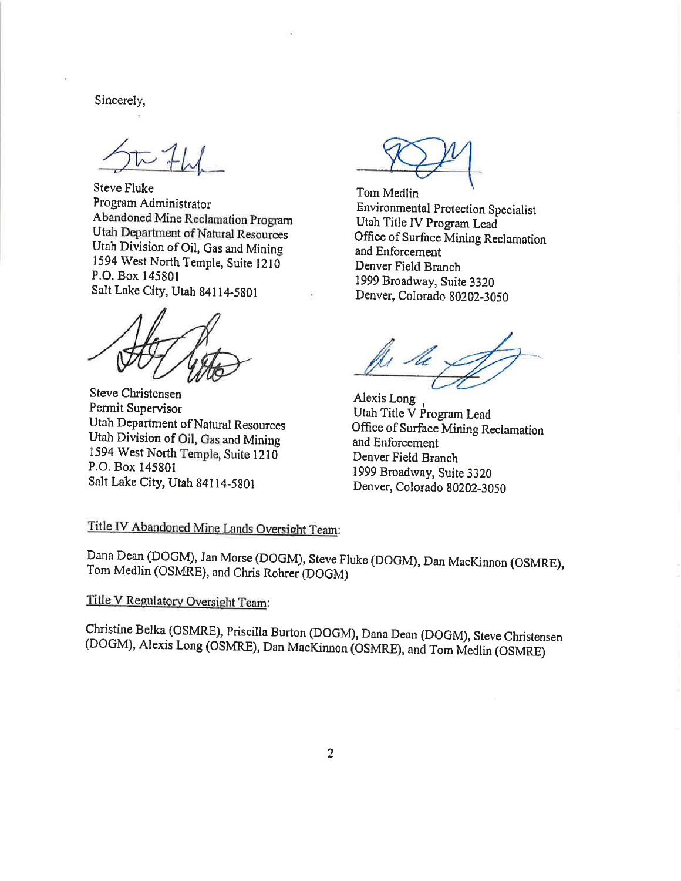Sincerely,

Steve Fluke
Program Administrator
Abandoned Mine Reclamation Program
Utah Department of Natural Resources
Utah Division of Oil, Gas and Mining
1594 West North Temple, Suite 1210
P.O. Box 145801
Salt Lake City, Utah 84114-5801

Tom Medlin
Environmental Protection Specialist
Utah Title IV Program Lead
Office of Surface Mining Reclamation
and Enforcement
Denver Field Branch
1999 Broadway, Suite 3320
Denver, Colorado 80202-3050

Steve Christensen
Permit Supervisor
Utah Department of Natural Resources
Utah Division of Oil, Gas and Mining
1594 West North Temple, Suite 1210
P.O. Box 145801
Salt Lake City, Utah 84114-5801

Alexis Long
Utah Title V Program Lead
Office of Surface Mining Reclamation
and Enforcement
Denver Field Branch
1999 Broadway, Suite 3320
Denver, Colorado 80202-3050

Title IV Abandoned Mine Lands Oversight Team:

Dana Dean (DOGM), Jan Morse (DOGM), Steve Fluke (DOGM), Dan MacKinnon (OSMRE), Tom Medlin (OSMRE), and Chris Rohrer (DOGM)

Title V Regulatory Oversight Team:

Christine Belka (OSMRE), Priscilla Burton (DOGM), Dana Dean (DOGM), Steve Christensen (DOGM), Alexis Long (OSMRE), Dan MacKinnon (OSMRE), and Tom Medlin (OSMRE)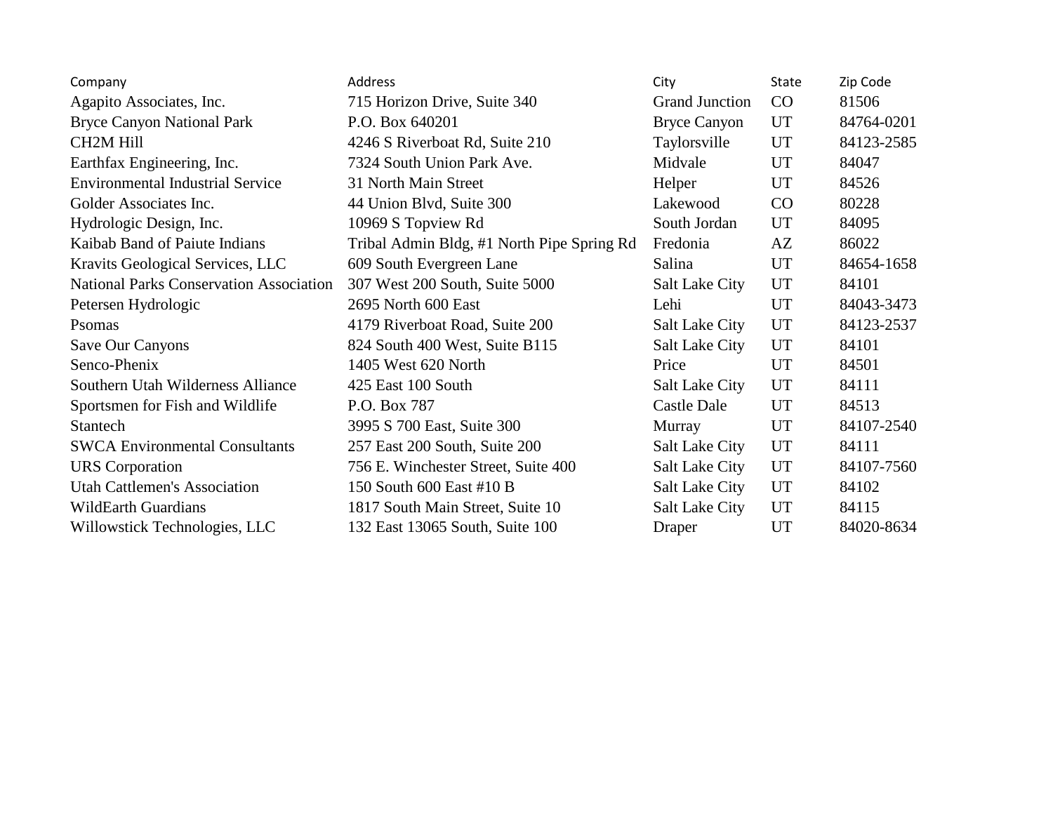| Company | Address | City | State | Zip Code |
|---|---|---|---|---|
| Agapito Associates, Inc. | 715 Horizon Drive, Suite 340 | Grand Junction | CO | 81506 |
| Bryce Canyon National Park | P.O. Box 640201 | Bryce Canyon | UT | 84764-0201 |
| CH2M Hill | 4246 S Riverboat Rd, Suite 210 | Taylorsville | UT | 84123-2585 |
| Earthfax Engineering, Inc. | 7324 South Union Park Ave. | Midvale | UT | 84047 |
| Environmental Industrial Service | 31 North Main Street | Helper | UT | 84526 |
| Golder Associates Inc. | 44 Union Blvd, Suite 300 | Lakewood | CO | 80228 |
| Hydrologic Design, Inc. | 10969 S Topview Rd | South Jordan | UT | 84095 |
| Kaibab Band of Paiute Indians | Tribal Admin Bldg, #1 North Pipe Spring Rd | Fredonia | AZ | 86022 |
| Kravits Geological Services, LLC | 609 South Evergreen Lane | Salina | UT | 84654-1658 |
| National Parks Conservation Association | 307 West 200 South, Suite 5000 | Salt Lake City | UT | 84101 |
| Petersen Hydrologic | 2695 North 600 East | Lehi | UT | 84043-3473 |
| Psomas | 4179 Riverboat Road, Suite 200 | Salt Lake City | UT | 84123-2537 |
| Save Our Canyons | 824 South 400 West, Suite B115 | Salt Lake City | UT | 84101 |
| Senco-Phenix | 1405 West 620 North | Price | UT | 84501 |
| Southern Utah Wilderness Alliance | 425 East 100 South | Salt Lake City | UT | 84111 |
| Sportsmen for Fish and Wildlife | P.O. Box 787 | Castle Dale | UT | 84513 |
| Stantech | 3995 S 700 East, Suite 300 | Murray | UT | 84107-2540 |
| SWCA Environmental Consultants | 257 East 200 South, Suite 200 | Salt Lake City | UT | 84111 |
| URS Corporation | 756 E. Winchester Street, Suite 400 | Salt Lake City | UT | 84107-7560 |
| Utah Cattlemen's Association | 150 South 600 East #10 B | Salt Lake City | UT | 84102 |
| WildEarth Guardians | 1817 South Main Street, Suite 10 | Salt Lake City | UT | 84115 |
| Willowstick Technologies, LLC | 132 East 13065 South, Suite 100 | Draper | UT | 84020-8634 |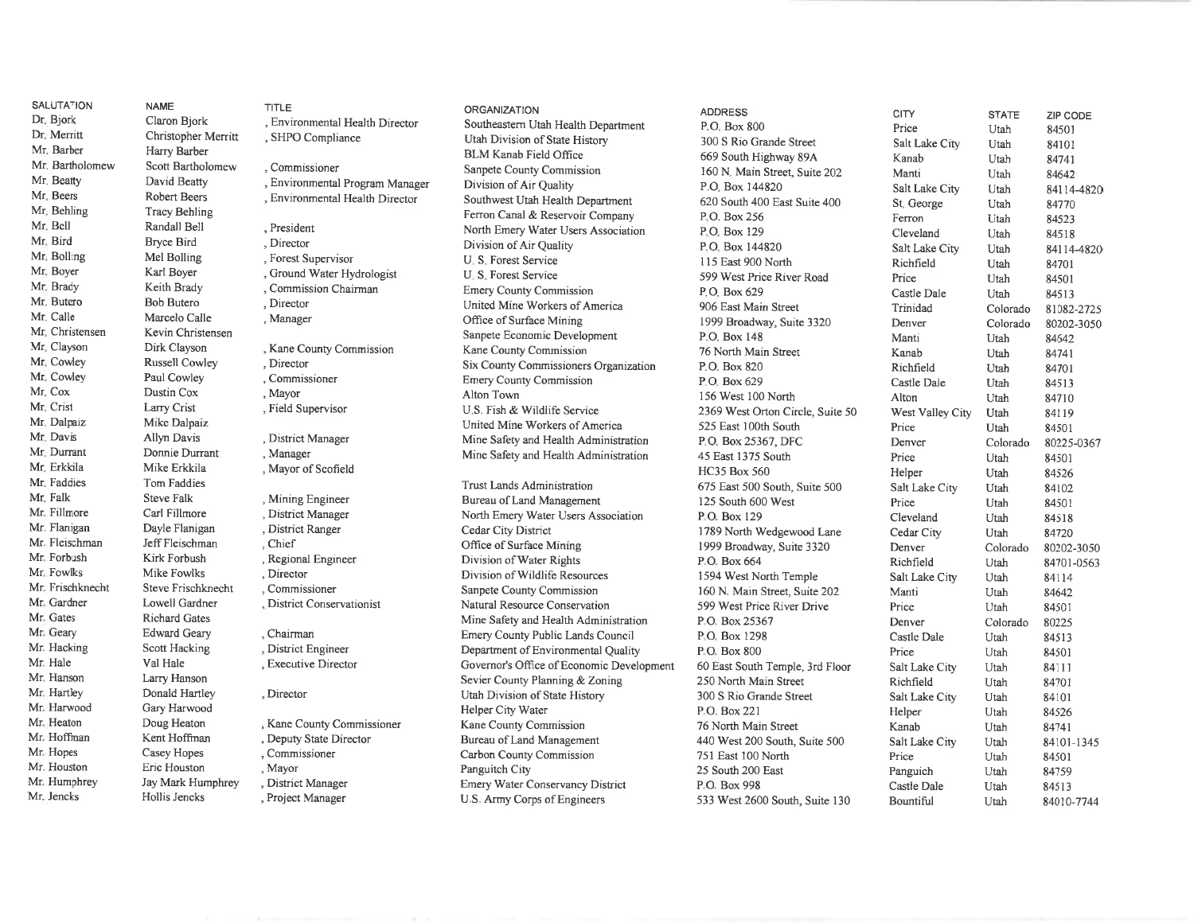| SALUTATION | NAME | TITLE | ORGANIZATION | ADDRESS | CITY | STATE | ZIP CODE |
|---|---|---|---|---|---|---|---|
| Dr. Bjork | Claron Bjork | , Environmental Health Director | Southeastern Utah Health Department | P.O. Box 800 | Price | Utah | 84501 |
| Dr. Merritt | Christopher Merritt | , SHPO Compliance | Utah Division of State History | 300 S Rio Grande Street | Salt Lake City | Utah | 84101 |
| Mr. Barber | Harry Barber | | BLM Kanab Field Office | 669 South Highway 89A | Kanab | Utah | 84741 |
| Mr. Bartholomew | Scott Bartholomew | , Commissioner | Sanpete County Commission | 160 N. Main Street, Suite 202 | Manti | Utah | 84642 |
| Mr. Beatty | David Beatty | , Environmental Program Manager | Division of Air Quality | P.O. Box 144820 | Salt Lake City | Utah | 84114-4820 |
| Mr. Beers | Robert Beers | , Environmental Health Director | Southwest Utah Health Department | 620 South 400 East Suite 400 | St. George | Utah | 84770 |
| Mr. Behling | Tracy Behling | | Ferron Canal & Reservoir Company | P.O. Box 256 | Ferron | Utah | 84523 |
| Mr. Bell | Randall Bell | , President | North Emery Water Users Association | P.O. Box 129 | Cleveland | Utah | 84518 |
| Mr. Bird | Bryce Bird | , Director | Division of Air Quality | P.O. Box 144820 | Salt Lake City | Utah | 84114-4820 |
| Mr. Bolling | Mel Bolling | , Forest Supervisor | U. S. Forest Service | 115 East 900 North | Richfield | Utah | 84701 |
| Mr. Boyer | Karl Boyer | , Ground Water Hydrologist | U. S. Forest Service | 599 West Price River Road | Price | Utah | 84501 |
| Mr. Brady | Keith Brady | , Commission Chairman | Emery County Commission | P.O. Box 629 | Castle Dale | Utah | 84513 |
| Mr. Butero | Bob Butero | , Director | United Mine Workers of America | 906 East Main Street | Trinidad | Colorado | 81082-2725 |
| Mr. Calle | Marcelo Calle | , Manager | Office of Surface Mining | 1999 Broadway, Suite 3320 | Denver | Colorado | 80202-3050 |
| Mr. Christensen | Kevin Christensen | | Sanpete Economic Development | P.O. Box 148 | Manti | Utah | 84642 |
| Mr. Clayson | Dirk Clayson | , Kane County Commission | Kane County Commission | 76 North Main Street | Kanab | Utah | 84741 |
| Mr. Cowley | Russell Cowley | , Director | Six County Commissioners Organization | P.O. Box 820 | Richfield | Utah | 84701 |
| Mr. Cowley | Paul Cowley | , Commissioner | Emery County Commission | P.O. Box 629 | Castle Dale | Utah | 84513 |
| Mr. Cox | Dustin Cox | , Mayor | Alton Town | 156 West 100 North | Alton | Utah | 84710 |
| Mr. Crist | Larry Crist | , Field Supervisor | U.S. Fish & Wildlife Service | 2369 West Orton Circle, Suite 50 | West Valley City | Utah | 84119 |
| Mr. Dalpaiz | Mike Dalpaiz | | United Mine Workers of America | 525 East 100th South | Price | Utah | 84501 |
| Mr. Davis | Allyn Davis | , District Manager | Mine Safety and Health Administration | P.O. Box 25367, DFC | Denver | Colorado | 80225-0367 |
| Mr. Durrant | Donnie Durrant | , Manager | Mine Safety and Health Administration | 45 East 1375 South | Price | Utah | 84501 |
| Mr. Erkkila | Mike Erkkila | , Mayor of Scofield | | HC35 Box 560 | Helper | Utah | 84526 |
| Mr. Faddies | Tom Faddies | | Trust Lands Administration | 675 East 500 South, Suite 500 | Salt Lake City | Utah | 84102 |
| Mr. Falk | Steve Falk | , Mining Engineer | Bureau of Land Management | 125 South 600 West | Price | Utah | 84501 |
| Mr. Fillmore | Carl Fillmore | , District Manager | North Emery Water Users Association | P.O. Box 129 | Cleveland | Utah | 84518 |
| Mr. Flanigan | Dayle Flanigan | , District Ranger | Cedar City District | 1789 North Wedgewood Lane | Cedar City | Utah | 84720 |
| Mr. Fleischman | Jeff Fleischman | , Chief | Office of Surface Mining | 1999 Broadway, Suite 3320 | Denver | Colorado | 80202-3050 |
| Mr. Forbush | Kirk Forbush | , Regional Engineer | Division of Water Rights | P.O. Box 664 | Richfield | Utah | 84701-0563 |
| Mr. Fowlks | Mike Fowlks | , Director | Division of Wildlife Resources | 1594 West North Temple | Salt Lake City | Utah | 84114 |
| Mr. Frischknecht | Steve Frischknecht | , Commissioner | Sanpete County Commission | 160 N. Main Street, Suite 202 | Manti | Utah | 84642 |
| Mr. Gardner | Lowell Gardner | , District Conservationist | Natural Resource Conservation | 599 West Price River Drive | Price | Utah | 84501 |
| Mr. Gates | Richard Gates | | Mine Safety and Health Administration | P.O. Box 25367 | Denver | Colorado | 80225 |
| Mr. Geary | Edward Geary | , Chairman | Emery County Public Lands Council | P.O. Box 1298 | Castle Dale | Utah | 84513 |
| Mr. Hacking | Scott Hacking | , District Engineer | Department of Environmental Quality | P.O. Box 800 | Price | Utah | 84501 |
| Mr. Hale | Val Hale | , Executive Director | Governor's Office of Economic Development | 60 East South Temple, 3rd Floor | Salt Lake City | Utah | 84111 |
| Mr. Hanson | Larry Hanson | | Sevier County Planning & Zoning | 250 North Main Street | Richfield | Utah | 84701 |
| Mr. Hartley | Donald Hartley | , Director | Utah Division of State History | 300 S Rio Grande Street | Salt Lake City | Utah | 84101 |
| Mr. Harwood | Gary Harwood | | Helper City Water | P.O. Box 221 | Helper | Utah | 84526 |
| Mr. Heaton | Doug Heaton | , Kane County Commissioner | Kane County Commission | 76 North Main Street | Kanab | Utah | 84741 |
| Mr. Hoffman | Kent Hoffman | , Deputy State Director | Bureau of Land Management | 440 West 200 South, Suite 500 | Salt Lake City | Utah | 84101-1345 |
| Mr. Hopes | Casey Hopes | , Commissioner | Carbon County Commission | 751 East 100 North | Price | Utah | 84501 |
| Mr. Houston | Eric Houston | , Mayor | Panguitch City | 25 South 200 East | Panguich | Utah | 84759 |
| Mr. Humphrey | Jay Mark Humphrey | , District Manager | Emery Water Conservancy District | P.O. Box 998 | Castle Dale | Utah | 84513 |
| Mr. Jencks | Hollis Jencks | , Project Manager | U.S. Army Corps of Engineers | 533 West 2600 South, Suite 130 | Bountiful | Utah | 84010-7744 |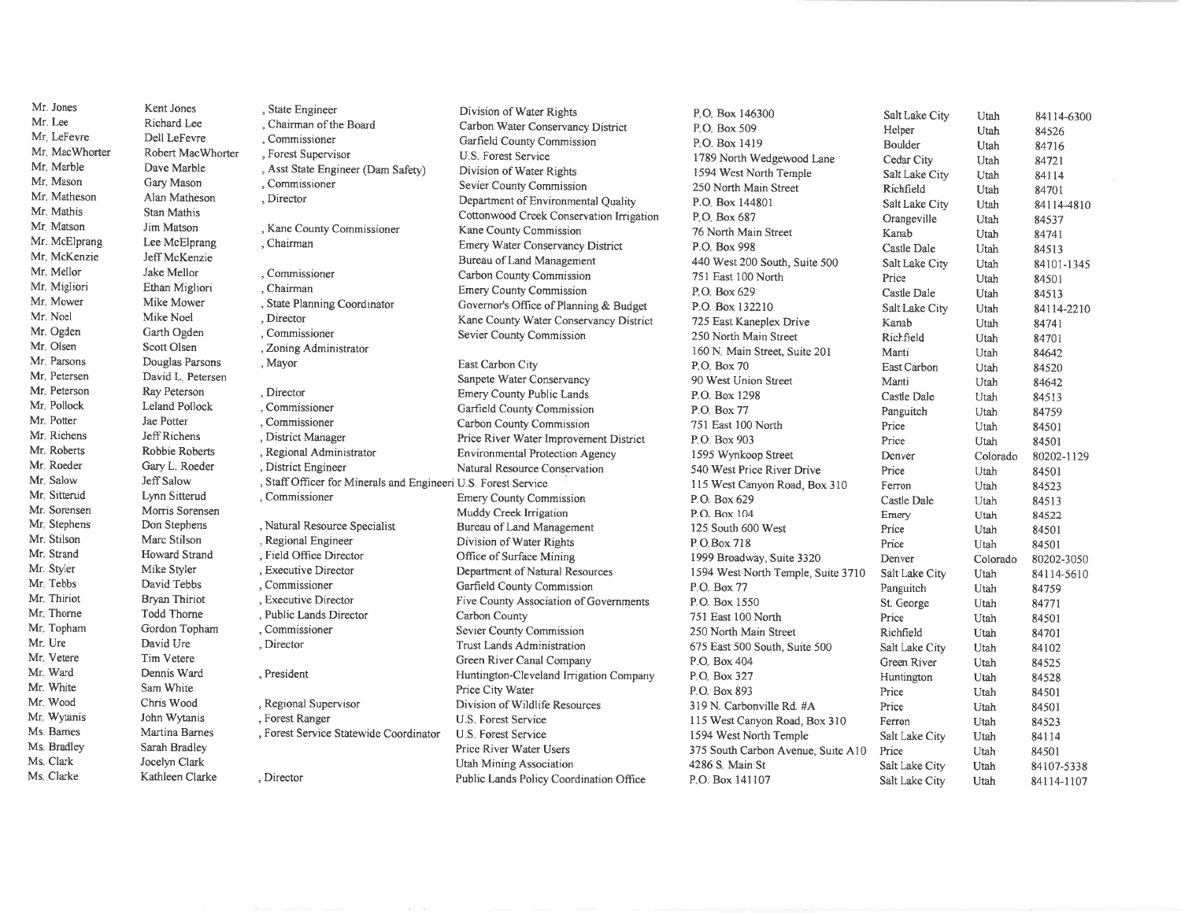| | | | | | | | |
|---|---|---|---|---|---|---|---|
| Mr. Jones | Kent Jones | , State Engineer | Division of Water Rights | P.O. Box 146300 | Salt Lake City | Utah | 84114-6300 |
| Mr. Lee | Richard Lee | , Chairman of the Board | Carbon Water Conservancy District | P.O. Box 509 | Helper | Utah | 84526 |
| Mr. LeFevre | Dell LeFevre | , Commissioner | Garfield County Commission | P.O. Box 1419 | Boulder | Utah | 84716 |
| Mr. MacWhorter | Robert MacWhorter | , Forest Supervisor | U.S. Forest Service | 1789 North Wedgewood Lane | Cedar City | Utah | 84721 |
| Mr. Marble | Dave Marble | , Asst State Engineer (Dam Safety) | Division of Water Rights | 1594 West North Temple | Salt Lake City | Utah | 84114 |
| Mr. Mason | Gary Mason | , Commissioner | Sevier County Commission | 250 North Main Street | Richfield | Utah | 84701 |
| Mr. Matheson | Alan Matheson | , Director | Department of Environmental Quality | P.O. Box 144801 | Salt Lake City | Utah | 84114-4810 |
| Mr. Mathis | Stan Mathis | | Cottonwood Creek Conservation Irrigation | P.O. Box 687 | Orangeville | Utah | 84537 |
| Mr. Matson | Jim Matson | , Kane County Commissioner | Kane County Commission | 76 North Main Street | Kanab | Utah | 84741 |
| Mr. McElprang | Lee McElprang | , Chairman | Emery Water Conservancy District | P.O. Box 998 | Castle Dale | Utah | 84513 |
| Mr. McKenzie | Jeff McKenzie | | Bureau of Land Management | 440 West 200 South, Suite 500 | Salt Lake City | Utah | 84101-1345 |
| Mr. Mellor | Jake Mellor | , Commissioner | Carbon County Commission | 751 East 100 North | Price | Utah | 84501 |
| Mr. Migliori | Ethan Migliori | , Chairman | Emery County Commission | P.O. Box 629 | Castle Dale | Utah | 84513 |
| Mr. Mower | Mike Mower | , State Planning Coordinator | Governor's Office of Planning & Budget | P.O. Box 132210 | Salt Lake City | Utah | 84114-2210 |
| Mr. Noel | Mike Noel | , Director | Kane County Water Conservancy District | 725 East Kaneplex Drive | Kanab | Utah | 84741 |
| Mr. Ogden | Garth Ogden | , Commissioner | Sevier County Commission | 250 North Main Street | Richfield | Utah | 84701 |
| Mr. Olsen | Scott Olsen | , Zoning Administrator | | 160 N. Main Street, Suite 201 | Manti | Utah | 84642 |
| Mr. Parsons | Douglas Parsons | , Mayor | East Carbon City | P.O. Box 70 | East Carbon | Utah | 84520 |
| Mr. Petersen | David L. Petersen | | Sanpete Water Conservancy | 90 West Union Street | Manti | Utah | 84642 |
| Mr. Peterson | Ray Peterson | , Director | Emery County Public Lands | P.O. Box 1298 | Castle Dale | Utah | 84513 |
| Mr. Pollock | Leland Pollock | , Commissioner | Garfield County Commission | P.O. Box 77 | Panguitch | Utah | 84759 |
| Mr. Potter | Jae Potter | , Commissioner | Carbon County Commission | 751 East 100 North | Price | Utah | 84501 |
| Mr. Richens | Jeff Richens | , District Manager | Price River Water Improvement District | P.O. Box 903 | Price | Utah | 84501 |
| Mr. Roberts | Robbie Roberts | , Regional Administrator | Environmental Protection Agency | 1595 Wynkoop Street | Denver | Colorado | 80202-1129 |
| Mr. Roeder | Gary L. Roeder | , District Engineer | Natural Resource Conservation | 540 West Price River Drive | Price | Utah | 84501 |
| Mr. Salow | Jeff Salow | , Staff Officer for Minerals and Engineeri | U.S. Forest Service | 115 West Canyon Road, Box 310 | Ferron | Utah | 84523 |
| Mr. Sitterud | Lynn Sitterud | , Commissioner | Emery County Commission | P.O. Box 629 | Castle Dale | Utah | 84513 |
| Mr. Sorensen | Morris Sorensen | | Muddy Creek Irrigation | P.O. Box 104 | Emery | Utah | 84522 |
| Mr. Stephens | Don Stephens | , Natural Resource Specialist | Bureau of Land Management | 125 South 600 West | Price | Utah | 84501 |
| Mr. Stilson | Marc Stilson | , Regional Engineer | Division of Water Rights | P.O.Box 718 | Price | Utah | 84501 |
| Mr. Strand | Howard Strand | , Field Office Director | Office of Surface Mining | 1999 Broadway, Suite 3320 | Denver | Colorado | 80202-3050 |
| Mr. Styler | Mike Styler | , Executive Director | Department of Natural Resources | 1594 West North Temple, Suite 3710 | Salt Lake City | Utah | 84114-5610 |
| Mr. Tebbs | David Tebbs | , Commissioner | Garfield County Commission | P.O. Box 77 | Panguitch | Utah | 84759 |
| Mr. Thiriot | Bryan Thiriot | , Executive Director | Five County Association of Governments | P.O. Box 1550 | St. George | Utah | 84771 |
| Mr. Thorne | Todd Thorne | , Public Lands Director | Carbon County | 751 East 100 North | Price | Utah | 84501 |
| Mr. Topham | Gordon Topham | , Commissioner | Sevier County Commission | 250 North Main Street | Richfield | Utah | 84701 |
| Mr. Ure | David Ure | , Director | Trust Lands Administration | 675 East 500 South, Suite 500 | Salt Lake City | Utah | 84102 |
| Mr. Vetere | Tim Vetere | | Green River Canal Company | P.O. Box 404 | Green River | Utah | 84525 |
| Mr. Ward | Dennis Ward | , President | Huntington-Cleveland Irrigation Company | P.O. Box 327 | Huntington | Utah | 84528 |
| Mr. White | Sam White | | Price City Water | P.O. Box 893 | Price | Utah | 84501 |
| Mr. Wood | Chris Wood | , Regional Supervisor | Division of Wildlife Resources | 319 N. Carbonville Rd. #A | Price | Utah | 84501 |
| Mr. Wytanis | John Wytanis | , Forest Ranger | U.S. Forest Service | 115 West Canyon Road, Box 310 | Ferron | Utah | 84523 |
| Ms. Barnes | Martina Barnes | , Forest Service Statewide Coordinator | U.S. Forest Service | 1594 West North Temple | Salt Lake City | Utah | 84114 |
| Ms. Bradley | Sarah Bradley | | Price River Water Users | 375 South Carbon Avenue, Suite A10 | Price | Utah | 84501 |
| Ms. Clark | Jocelyn Clark | | Utah Mining Association | 4286 S. Main St | Salt Lake City | Utah | 84107-5338 |
| Ms. Clarke | Kathleen Clarke | , Director | Public Lands Policy Coordination Office | P.O. Box 141107 | Salt Lake City | Utah | 84114-1107 |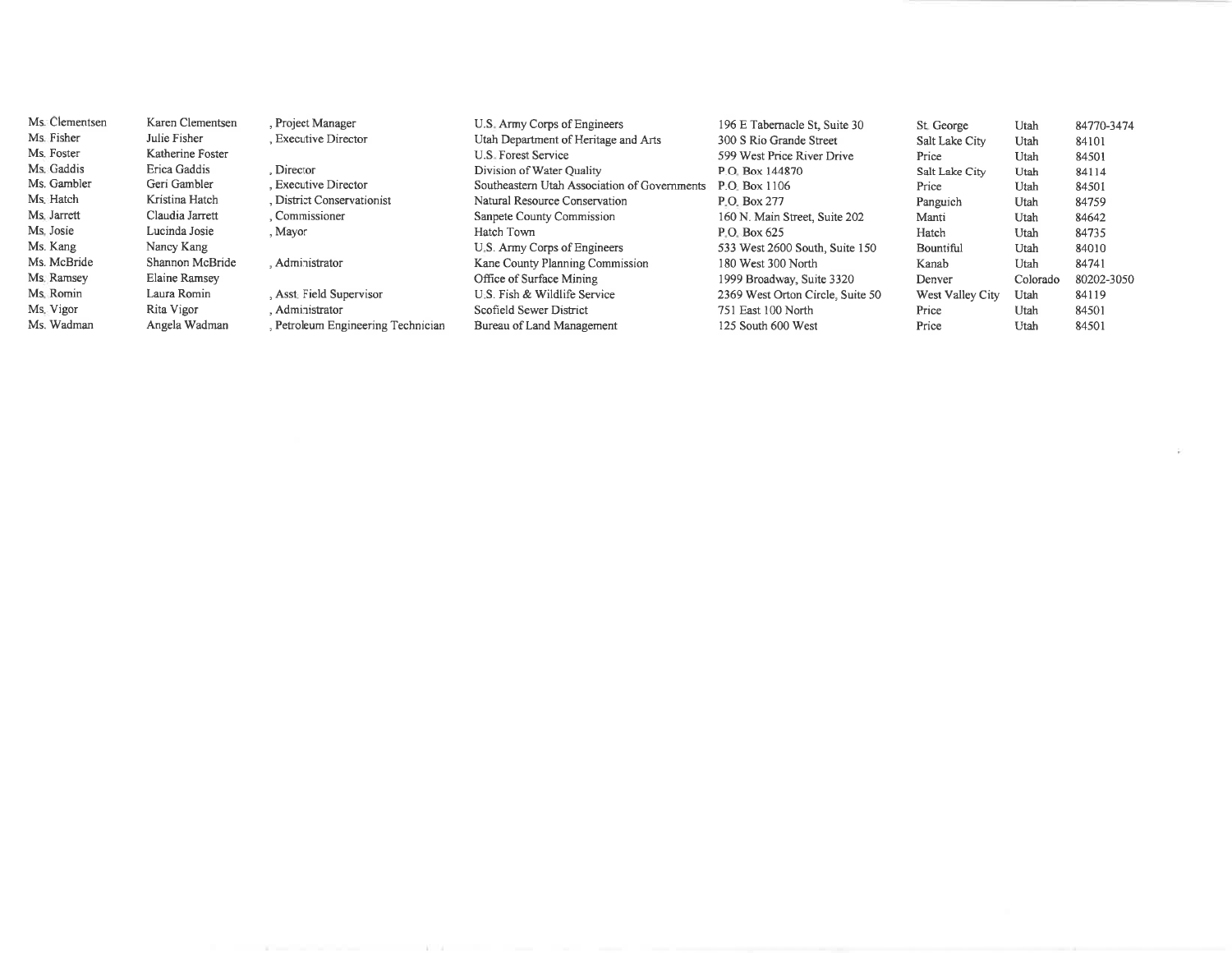| | | | | | | | |
|---|---|---|---|---|---|---|---|
| Ms. Clementsen | Karen Clementsen | , Project Manager | U.S. Army Corps of Engineers | 196 E Tabernacle St, Suite 30 | St. George | Utah | 84770-3474 |
| Ms. Fisher | Julie Fisher | , Executive Director | Utah Department of Heritage and Arts | 300 S Rio Grande Street | Salt Lake City | Utah | 84101 |
| Ms. Foster | Katherine Foster | | U.S. Forest Service | 599 West Price River Drive | Price | Utah | 84501 |
| Ms. Gaddis | Erica Gaddis | , Director | Division of Water Quality | P.O. Box 144870 | Salt Lake City | Utah | 84114 |
| Ms. Gambler | Geri Gambler | , Executive Director | Southeastern Utah Association of Governments | P.O. Box 1106 | Price | Utah | 84501 |
| Ms. Hatch | Kristina Hatch | , District Conservationist | Natural Resource Conservation | P.O. Box 277 | Panguich | Utah | 84759 |
| Ms. Jarrett | Claudia Jarrett | , Commissioner | Sanpete County Commission | 160 N. Main Street, Suite 202 | Manti | Utah | 84642 |
| Ms. Josie | Lucinda Josie | , Mayor | Hatch Town | P.O. Box 625 | Hatch | Utah | 84735 |
| Ms. Kang | Nancy Kang | | U.S. Army Corps of Engineers | 533 West 2600 South, Suite 150 | Bountiful | Utah | 84010 |
| Ms. McBride | Shannon McBride | , Administrator | Kane County Planning Commission | 180 West 300 North | Kanab | Utah | 84741 |
| Ms. Ramsey | Elaine Ramsey | | Office of Surface Mining | 1999 Broadway, Suite 3320 | Denver | Colorado | 80202-3050 |
| Ms. Romin | Laura Romin | , Asst. Field Supervisor | U.S. Fish & Wildlife Service | 2369 West Orton Circle, Suite 50 | West Valley City | Utah | 84119 |
| Ms. Vigor | Rita Vigor | , Administrator | Scofield Sewer District | 751 East 100 North | Price | Utah | 84501 |
| Ms. Wadman | Angela Wadman | , Petroleum Engineering Technician | Bureau of Land Management | 125 South 600 West | Price | Utah | 84501 |